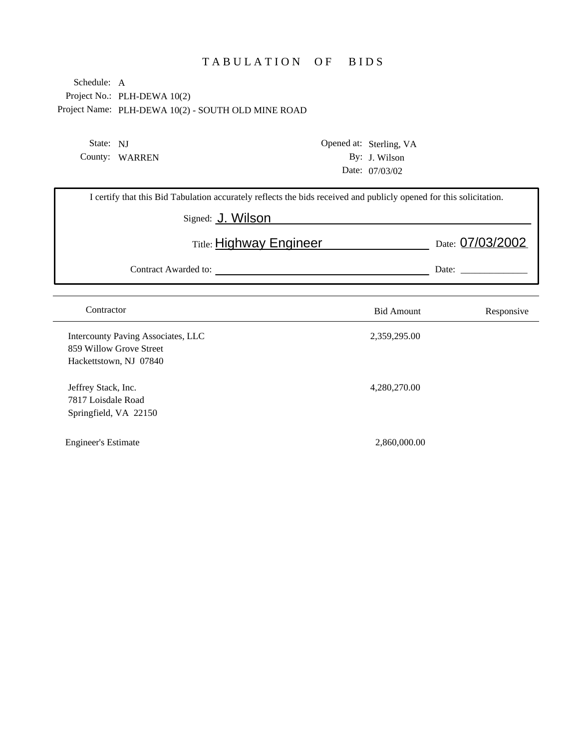# TABULATION OF BIDS

Schedule: A
Project No.: PLH-DEWA 10(2)
Project Name: PLH-DEWA 10(2) - SOUTH OLD MINE ROAD

State: NJ
County: WARREN

Opened at: Sterling, VA
By: J. Wilson
Date: 07/03/02

I certify that this Bid Tabulation accurately reflects the bids received and publicly opened for this solicitation.

Signed: J. Wilson

Title: Highway Engineer Date: 07/03/2002

Contract Awarded to: \_\_\_\_\_\_\_\_\_\_\_\_\_\_\_\_\_\_\_\_ Date: \_\_\_\_\_\_\_\_\_\_

| Contractor | Bid Amount | Responsive |
|---|---|---|
| Intercounty Paving Associates, LLC<br>859 Willow Grove Street<br>Hackettstown, NJ 07840 | 2,359,295.00 | |
| Jeffrey Stack, Inc.<br>7817 Loisdale Road<br>Springfield, VA 22150 | 4,280,270.00 | |
| Engineer's Estimate | 2,860,000.00 | |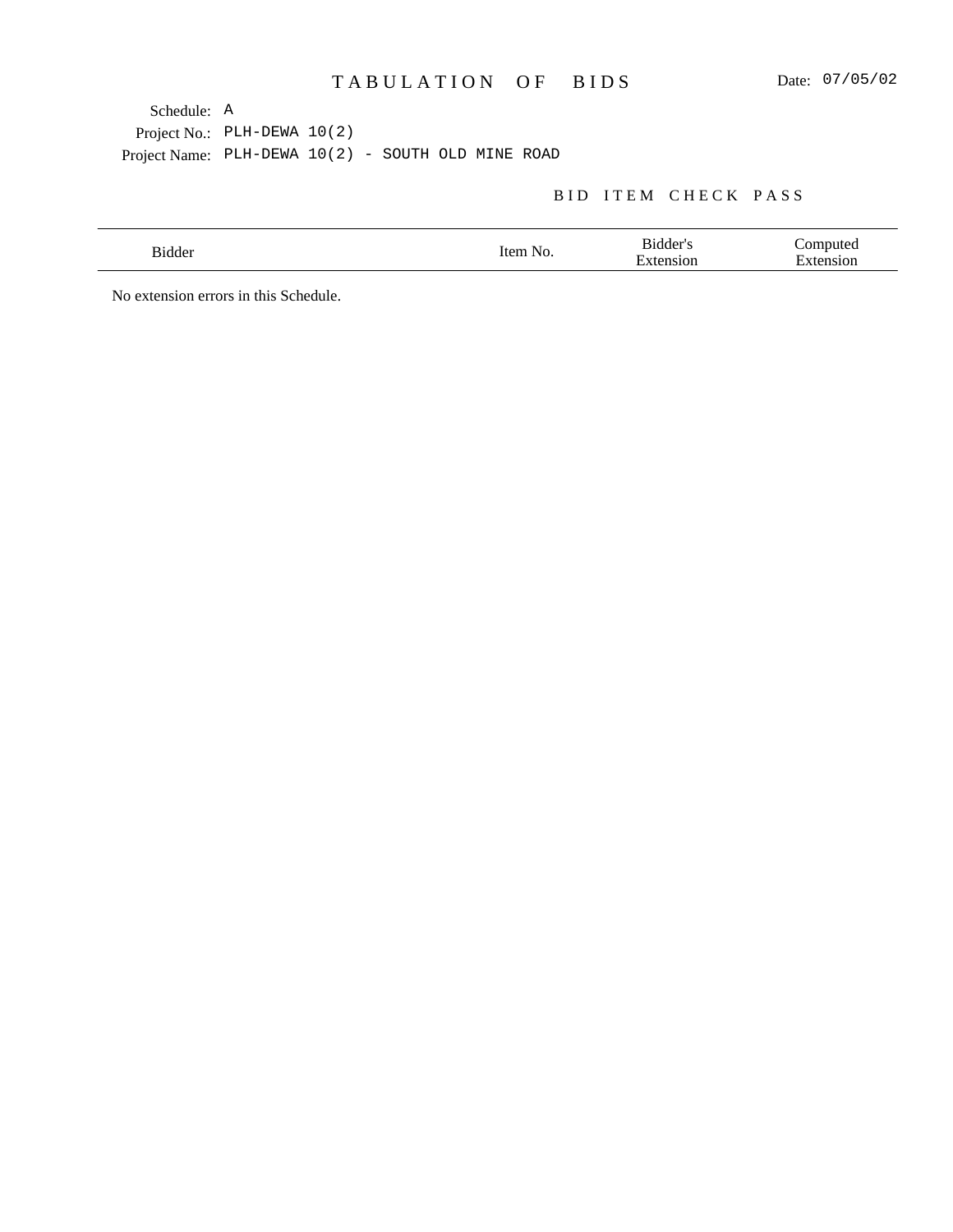# TABULATION OF BIDS

Date: 07/05/02

Schedule: A

Project No.: PLH-DEWA 10(2)

Project Name: PLH-DEWA 10(2) - SOUTH OLD MINE ROAD

## BID ITEM CHECK PASS

| Bidder | Item No. | Bidder's Extension | Computed Extension |
|---|---|---|---|

No extension errors in this Schedule.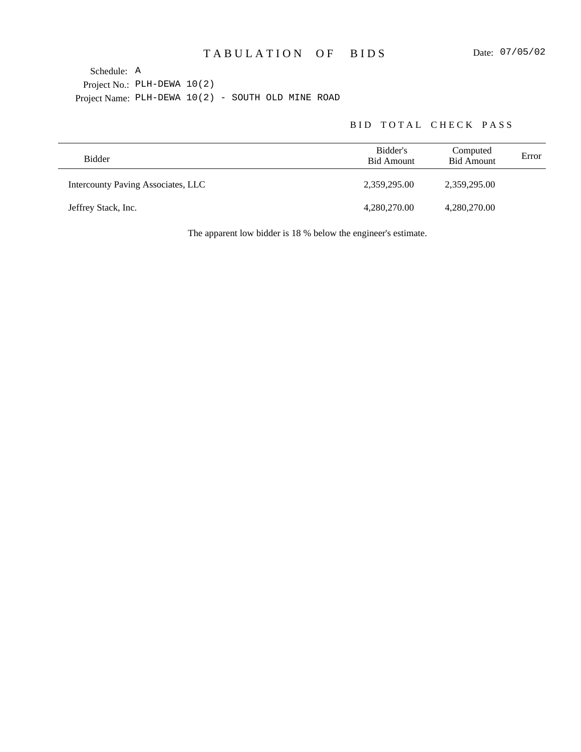# TABULATION OF BIDS

Date: 07/05/02

Schedule: A
Project No.: PLH-DEWA 10(2)
Project Name: PLH-DEWA 10(2) - SOUTH OLD MINE ROAD

BID TOTAL CHECK PASS

| Bidder | Bidder's Bid Amount | Computed Bid Amount | Error |
|---|---|---|---|
| Intercounty Paving Associates, LLC | 2,359,295.00 | 2,359,295.00 | |
| Jeffrey Stack, Inc. | 4,280,270.00 | 4,280,270.00 | |

The apparent low bidder is 18 % below the engineer's estimate.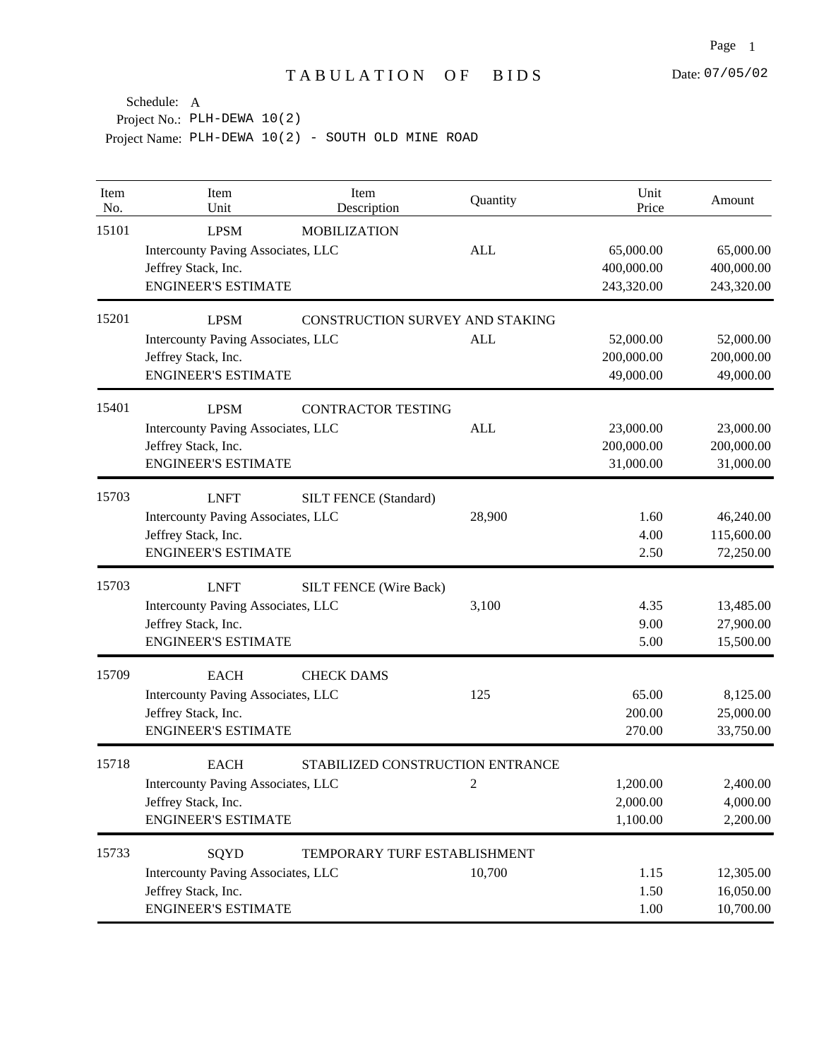# TABULATION OF BIDS

Date: 07/05/02

Schedule: A
Project No.: PLH-DEWA 10(2)
Project Name: PLH-DEWA 10(2) - SOUTH OLD MINE ROAD

| Item No. | Item Unit | Item Description | Quantity | Unit Price | Amount |
|---|---|---|---|---|---|
| 15101 | LPSM | MOBILIZATION | | | |
| | Intercounty Paving Associates, LLC | | ALL | 65,000.00 | 65,000.00 |
| | Jeffrey Stack, Inc. | | | 400,000.00 | 400,000.00 |
| | ENGINEER'S ESTIMATE | | | 243,320.00 | 243,320.00 |
| 15201 | LPSM | CONSTRUCTION SURVEY AND STAKING | | | |
| | Intercounty Paving Associates, LLC | | ALL | 52,000.00 | 52,000.00 |
| | Jeffrey Stack, Inc. | | | 200,000.00 | 200,000.00 |
| | ENGINEER'S ESTIMATE | | | 49,000.00 | 49,000.00 |
| 15401 | LPSM | CONTRACTOR TESTING | | | |
| | Intercounty Paving Associates, LLC | | ALL | 23,000.00 | 23,000.00 |
| | Jeffrey Stack, Inc. | | | 200,000.00 | 200,000.00 |
| | ENGINEER'S ESTIMATE | | | 31,000.00 | 31,000.00 |
| 15703 | LNFT | SILT FENCE (Standard) | | | |
| | Intercounty Paving Associates, LLC | | 28,900 | 1.60 | 46,240.00 |
| | Jeffrey Stack, Inc. | | | 4.00 | 115,600.00 |
| | ENGINEER'S ESTIMATE | | | 2.50 | 72,250.00 |
| 15703 | LNFT | SILT FENCE (Wire Back) | | | |
| | Intercounty Paving Associates, LLC | | 3,100 | 4.35 | 13,485.00 |
| | Jeffrey Stack, Inc. | | | 9.00 | 27,900.00 |
| | ENGINEER'S ESTIMATE | | | 5.00 | 15,500.00 |
| 15709 | EACH | CHECK DAMS | | | |
| | Intercounty Paving Associates, LLC | | 125 | 65.00 | 8,125.00 |
| | Jeffrey Stack, Inc. | | | 200.00 | 25,000.00 |
| | ENGINEER'S ESTIMATE | | | 270.00 | 33,750.00 |
| 15718 | EACH | STABILIZED CONSTRUCTION ENTRANCE | | | |
| | Intercounty Paving Associates, LLC | | 2 | 1,200.00 | 2,400.00 |
| | Jeffrey Stack, Inc. | | | 2,000.00 | 4,000.00 |
| | ENGINEER'S ESTIMATE | | | 1,100.00 | 2,200.00 |
| 15733 | SQYD | TEMPORARY TURF ESTABLISHMENT | | | |
| | Intercounty Paving Associates, LLC | | 10,700 | 1.15 | 12,305.00 |
| | Jeffrey Stack, Inc. | | | 1.50 | 16,050.00 |
| | ENGINEER'S ESTIMATE | | | 1.00 | 10,700.00 |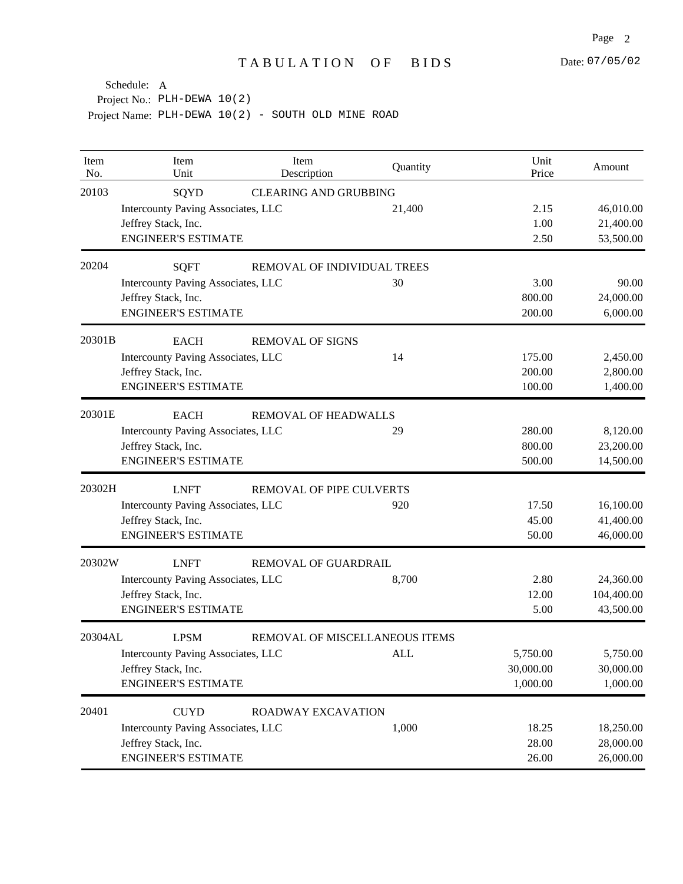# TABULATION OF BIDS

Date: 07/05/02

Schedule: A
Project No.: PLH-DEWA 10(2)
Project Name: PLH-DEWA 10(2) - SOUTH OLD MINE ROAD

| Item No. | Item Unit | Item Description | Quantity | Unit Price | Amount |
|---|---|---|---|---|---|
| 20103 | SQYD | CLEARING AND GRUBBING | | | |
| | Intercounty Paving Associates, LLC | | 21,400 | 2.15 | 46,010.00 |
| | Jeffrey Stack, Inc. | | | 1.00 | 21,400.00 |
| | ENGINEER'S ESTIMATE | | | 2.50 | 53,500.00 |
| 20204 | SQFT | REMOVAL OF INDIVIDUAL TREES | | | |
| | Intercounty Paving Associates, LLC | | 30 | 3.00 | 90.00 |
| | Jeffrey Stack, Inc. | | | 800.00 | 24,000.00 |
| | ENGINEER'S ESTIMATE | | | 200.00 | 6,000.00 |
| 20301B | EACH | REMOVAL OF SIGNS | | | |
| | Intercounty Paving Associates, LLC | | 14 | 175.00 | 2,450.00 |
| | Jeffrey Stack, Inc. | | | 200.00 | 2,800.00 |
| | ENGINEER'S ESTIMATE | | | 100.00 | 1,400.00 |
| 20301E | EACH | REMOVAL OF HEADWALLS | | | |
| | Intercounty Paving Associates, LLC | | 29 | 280.00 | 8,120.00 |
| | Jeffrey Stack, Inc. | | | 800.00 | 23,200.00 |
| | ENGINEER'S ESTIMATE | | | 500.00 | 14,500.00 |
| 20302H | LNFT | REMOVAL OF PIPE CULVERTS | | | |
| | Intercounty Paving Associates, LLC | | 920 | 17.50 | 16,100.00 |
| | Jeffrey Stack, Inc. | | | 45.00 | 41,400.00 |
| | ENGINEER'S ESTIMATE | | | 50.00 | 46,000.00 |
| 20302W | LNFT | REMOVAL OF GUARDRAIL | | | |
| | Intercounty Paving Associates, LLC | | 8,700 | 2.80 | 24,360.00 |
| | Jeffrey Stack, Inc. | | | 12.00 | 104,400.00 |
| | ENGINEER'S ESTIMATE | | | 5.00 | 43,500.00 |
| 20304AL | LPSM | REMOVAL OF MISCELLANEOUS ITEMS | | | |
| | Intercounty Paving Associates, LLC | | ALL | 5,750.00 | 5,750.00 |
| | Jeffrey Stack, Inc. | | | 30,000.00 | 30,000.00 |
| | ENGINEER'S ESTIMATE | | | 1,000.00 | 1,000.00 |
| 20401 | CUYD | ROADWAY EXCAVATION | | | |
| | Intercounty Paving Associates, LLC | | 1,000 | 18.25 | 18,250.00 |
| | Jeffrey Stack, Inc. | | | 28.00 | 28,000.00 |
| | ENGINEER'S ESTIMATE | | | 26.00 | 26,000.00 |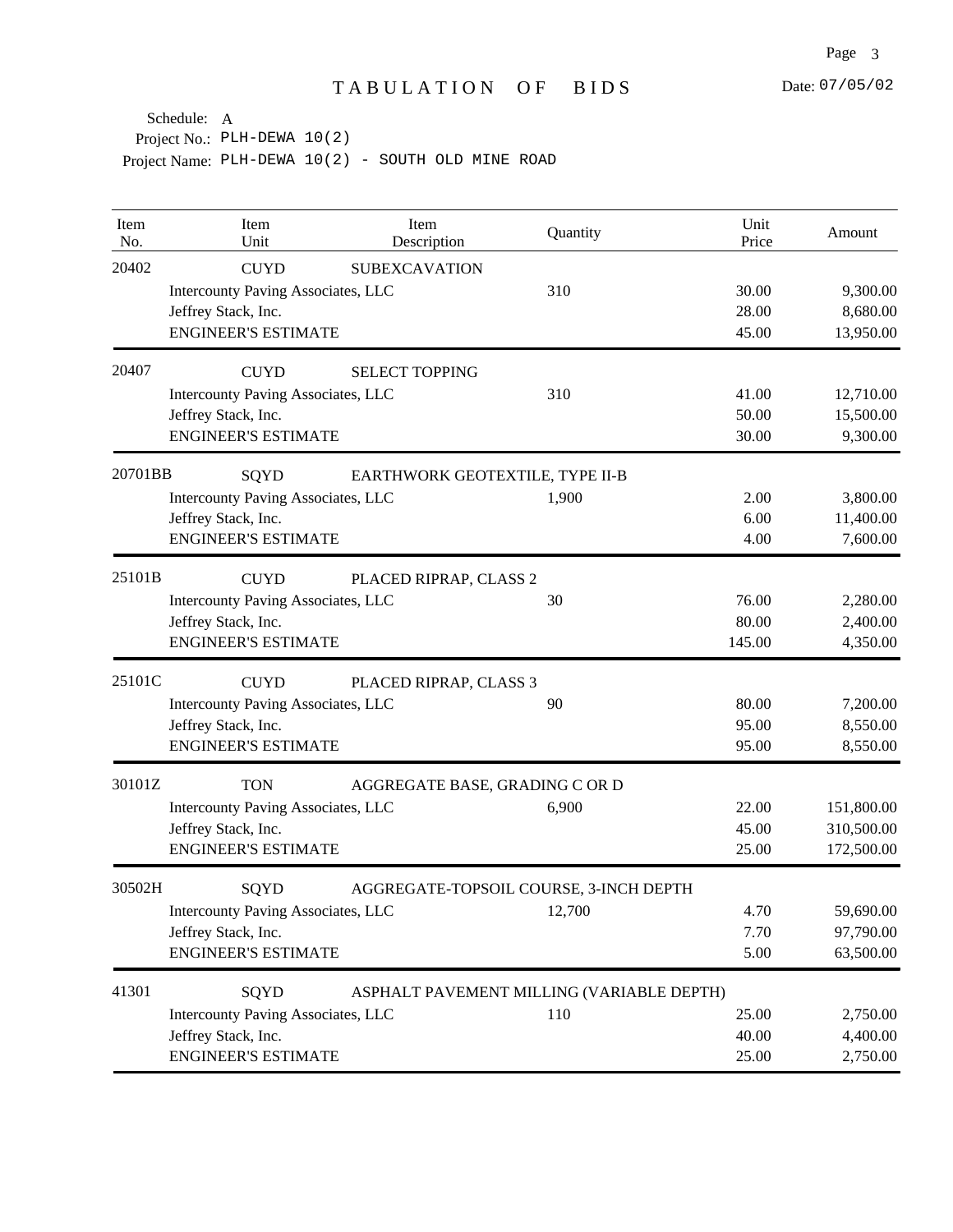# TABULATION OF BIDS

Date: 07/05/02

Schedule: A
Project No.: PLH-DEWA 10(2)
Project Name: PLH-DEWA 10(2) - SOUTH OLD MINE ROAD

| Item No. | Item Unit | Item Description | Quantity | Unit Price | Amount |
|---|---|---|---|---|---|
| 20402 | CUYD | SUBEXCAVATION | | | |
| | Intercounty Paving Associates, LLC | | 310 | 30.00 | 9,300.00 |
| | Jeffrey Stack, Inc. | | | 28.00 | 8,680.00 |
| | ENGINEER'S ESTIMATE | | | 45.00 | 13,950.00 |
| 20407 | CUYD | SELECT TOPPING | | | |
| | Intercounty Paving Associates, LLC | | 310 | 41.00 | 12,710.00 |
| | Jeffrey Stack, Inc. | | | 50.00 | 15,500.00 |
| | ENGINEER'S ESTIMATE | | | 30.00 | 9,300.00 |
| 20701BB | SQYD | EARTHWORK GEOTEXTILE, TYPE II-B | | | |
| | Intercounty Paving Associates, LLC | | 1,900 | 2.00 | 3,800.00 |
| | Jeffrey Stack, Inc. | | | 6.00 | 11,400.00 |
| | ENGINEER'S ESTIMATE | | | 4.00 | 7,600.00 |
| 25101B | CUYD | PLACED RIPRAP, CLASS 2 | | | |
| | Intercounty Paving Associates, LLC | | 30 | 76.00 | 2,280.00 |
| | Jeffrey Stack, Inc. | | | 80.00 | 2,400.00 |
| | ENGINEER'S ESTIMATE | | | 145.00 | 4,350.00 |
| 25101C | CUYD | PLACED RIPRAP, CLASS 3 | | | |
| | Intercounty Paving Associates, LLC | | 90 | 80.00 | 7,200.00 |
| | Jeffrey Stack, Inc. | | | 95.00 | 8,550.00 |
| | ENGINEER'S ESTIMATE | | | 95.00 | 8,550.00 |
| 30101Z | TON | AGGREGATE BASE, GRADING C OR D | | | |
| | Intercounty Paving Associates, LLC | | 6,900 | 22.00 | 151,800.00 |
| | Jeffrey Stack, Inc. | | | 45.00 | 310,500.00 |
| | ENGINEER'S ESTIMATE | | | 25.00 | 172,500.00 |
| 30502H | SQYD | AGGREGATE-TOPSOIL COURSE, 3-INCH DEPTH | | | |
| | Intercounty Paving Associates, LLC | | 12,700 | 4.70 | 59,690.00 |
| | Jeffrey Stack, Inc. | | | 7.70 | 97,790.00 |
| | ENGINEER'S ESTIMATE | | | 5.00 | 63,500.00 |
| 41301 | SQYD | ASPHALT PAVEMENT MILLING (VARIABLE DEPTH) | | | |
| | Intercounty Paving Associates, LLC | | 110 | 25.00 | 2,750.00 |
| | Jeffrey Stack, Inc. | | | 40.00 | 4,400.00 |
| | ENGINEER'S ESTIMATE | | | 25.00 | 2,750.00 |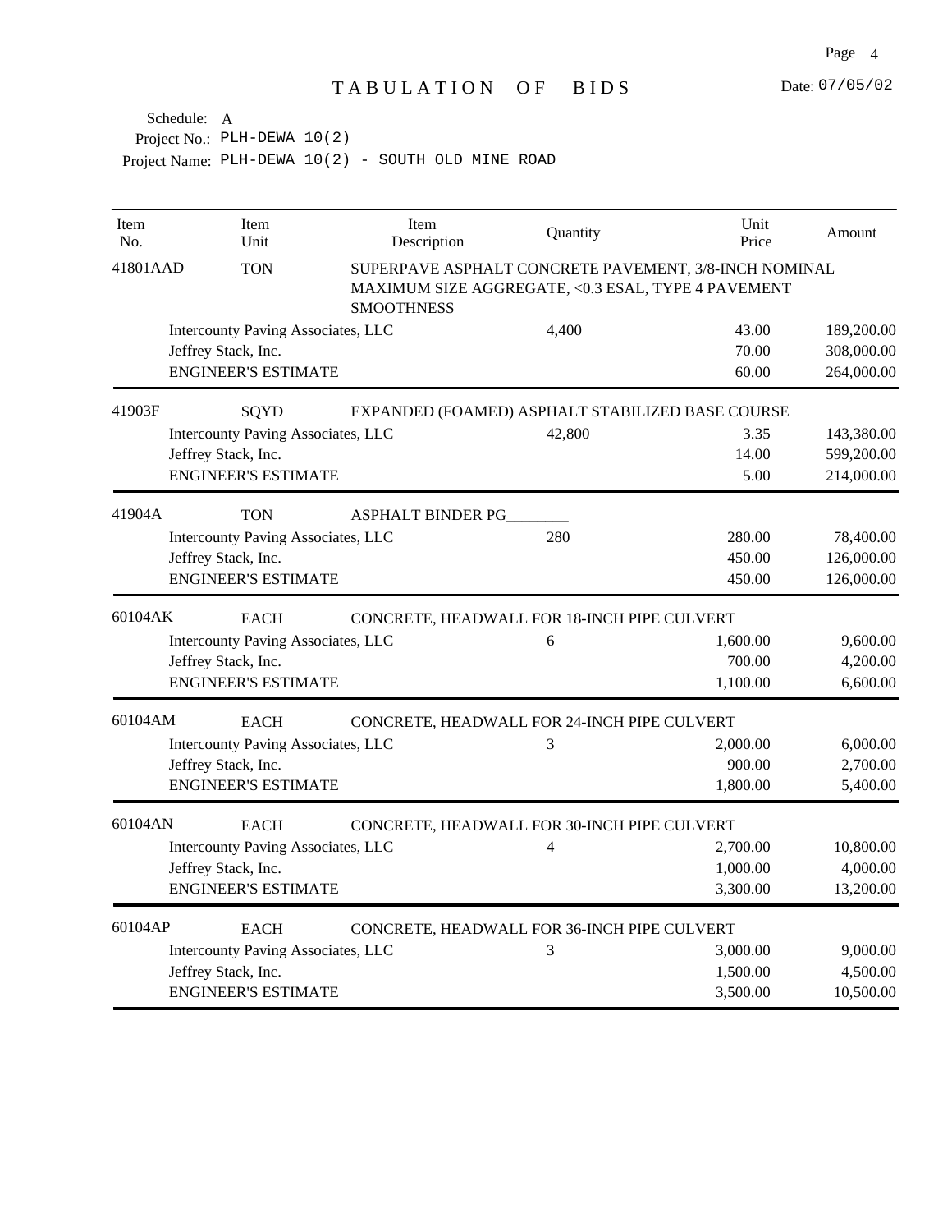# TABULATION OF BIDS

Date: 07/05/02

Schedule: A
Project No.: PLH-DEWA 10(2)
Project Name: PLH-DEWA 10(2) - SOUTH OLD MINE ROAD

| Item No. | Item Unit | Item Description | Quantity | Unit Price | Amount |
|---|---|---|---|---|---|
| 41801AAD | TON | SUPERPAVE ASPHALT CONCRETE PAVEMENT, 3/8-INCH NOMINAL MAXIMUM SIZE AGGREGATE, <0.3 ESAL, TYPE 4 PAVEMENT SMOOTHNESS | | | |
| | Intercounty Paving Associates, LLC | | 4,400 | 43.00 | 189,200.00 |
| | Jeffrey Stack, Inc. | | | 70.00 | 308,000.00 |
| | ENGINEER'S ESTIMATE | | | 60.00 | 264,000.00 |
| 41903F | SQYD | EXPANDED (FOAMED) ASPHALT STABILIZED BASE COURSE | | | |
| | Intercounty Paving Associates, LLC | | 42,800 | 3.35 | 143,380.00 |
| | Jeffrey Stack, Inc. | | | 14.00 | 599,200.00 |
| | ENGINEER'S ESTIMATE | | | 5.00 | 214,000.00 |
| 41904A | TON | ASPHALT BINDER PG________ | | | |
| | Intercounty Paving Associates, LLC | | 280 | 280.00 | 78,400.00 |
| | Jeffrey Stack, Inc. | | | 450.00 | 126,000.00 |
| | ENGINEER'S ESTIMATE | | | 450.00 | 126,000.00 |
| 60104AK | EACH | CONCRETE, HEADWALL FOR 18-INCH PIPE CULVERT | | | |
| | Intercounty Paving Associates, LLC | | 6 | 1,600.00 | 9,600.00 |
| | Jeffrey Stack, Inc. | | | 700.00 | 4,200.00 |
| | ENGINEER'S ESTIMATE | | | 1,100.00 | 6,600.00 |
| 60104AM | EACH | CONCRETE, HEADWALL FOR 24-INCH PIPE CULVERT | | | |
| | Intercounty Paving Associates, LLC | | 3 | 2,000.00 | 6,000.00 |
| | Jeffrey Stack, Inc. | | | 900.00 | 2,700.00 |
| | ENGINEER'S ESTIMATE | | | 1,800.00 | 5,400.00 |
| 60104AN | EACH | CONCRETE, HEADWALL FOR 30-INCH PIPE CULVERT | | | |
| | Intercounty Paving Associates, LLC | | 4 | 2,700.00 | 10,800.00 |
| | Jeffrey Stack, Inc. | | | 1,000.00 | 4,000.00 |
| | ENGINEER'S ESTIMATE | | | 3,300.00 | 13,200.00 |
| 60104AP | EACH | CONCRETE, HEADWALL FOR 36-INCH PIPE CULVERT | | | |
| | Intercounty Paving Associates, LLC | | 3 | 3,000.00 | 9,000.00 |
| | Jeffrey Stack, Inc. | | | 1,500.00 | 4,500.00 |
| | ENGINEER'S ESTIMATE | | | 3,500.00 | 10,500.00 |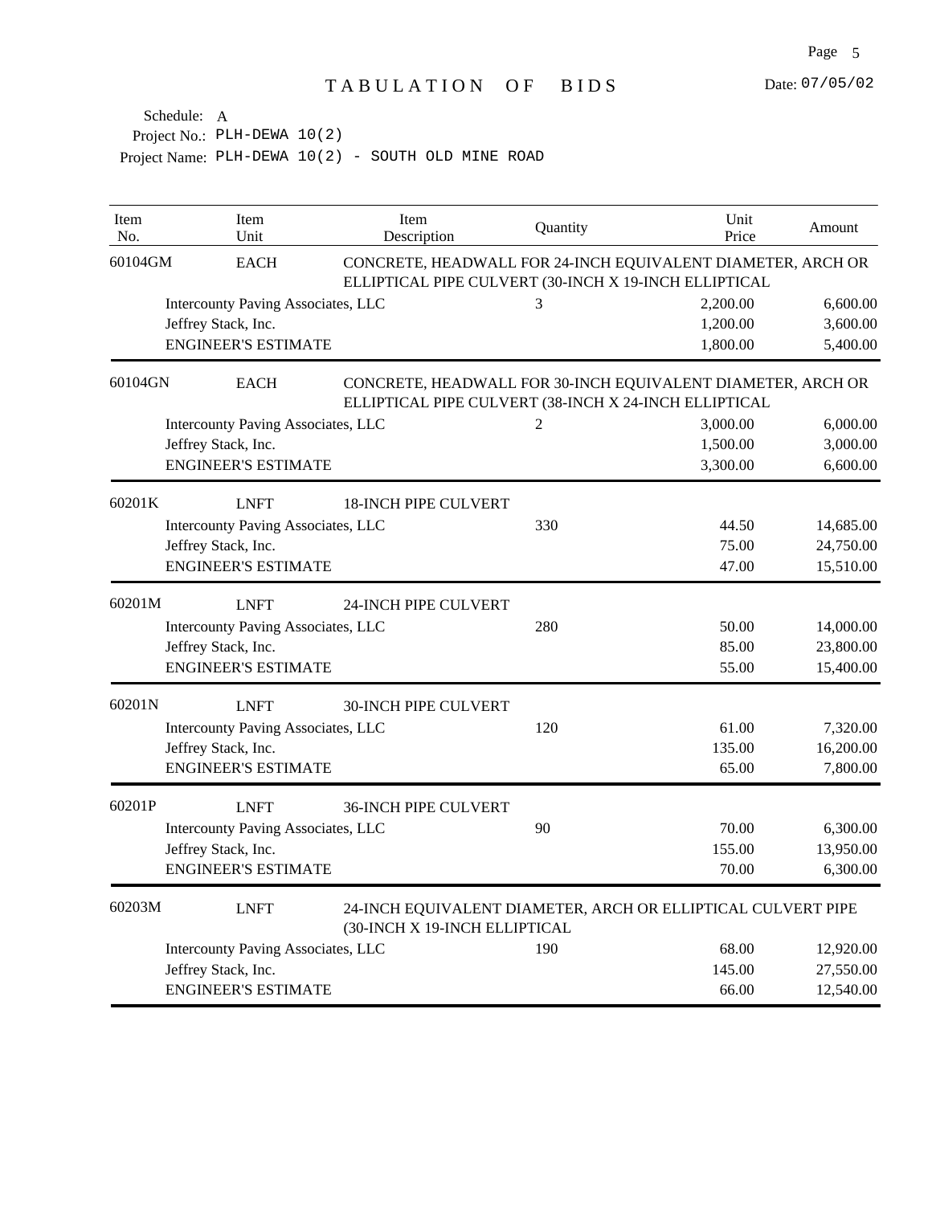# TABULATION OF BIDS

Date: 07/05/02

Schedule: A
Project No.: PLH-DEWA 10(2)
Project Name: PLH-DEWA 10(2) - SOUTH OLD MINE ROAD

| Item No. | Item Unit | Item Description | Quantity | Unit Price | Amount |
|---|---|---|---|---|---|
| 60104GM | EACH | CONCRETE, HEADWALL FOR 24-INCH EQUIVALENT DIAMETER, ARCH OR ELLIPTICAL PIPE CULVERT (30-INCH X 19-INCH ELLIPTICAL | | | |
| | Intercounty Paving Associates, LLC | | 3 | 2,200.00 | 6,600.00 |
| | Jeffrey Stack, Inc. | | | 1,200.00 | 3,600.00 |
| | ENGINEER'S ESTIMATE | | | 1,800.00 | 5,400.00 |
| 60104GN | EACH | CONCRETE, HEADWALL FOR 30-INCH EQUIVALENT DIAMETER, ARCH OR ELLIPTICAL PIPE CULVERT (38-INCH X 24-INCH ELLIPTICAL | | | |
| | Intercounty Paving Associates, LLC | | 2 | 3,000.00 | 6,000.00 |
| | Jeffrey Stack, Inc. | | | 1,500.00 | 3,000.00 |
| | ENGINEER'S ESTIMATE | | | 3,300.00 | 6,600.00 |
| 60201K | LNFT | 18-INCH PIPE CULVERT | | | |
| | Intercounty Paving Associates, LLC | | 330 | 44.50 | 14,685.00 |
| | Jeffrey Stack, Inc. | | | 75.00 | 24,750.00 |
| | ENGINEER'S ESTIMATE | | | 47.00 | 15,510.00 |
| 60201M | LNFT | 24-INCH PIPE CULVERT | | | |
| | Intercounty Paving Associates, LLC | | 280 | 50.00 | 14,000.00 |
| | Jeffrey Stack, Inc. | | | 85.00 | 23,800.00 |
| | ENGINEER'S ESTIMATE | | | 55.00 | 15,400.00 |
| 60201N | LNFT | 30-INCH PIPE CULVERT | | | |
| | Intercounty Paving Associates, LLC | | 120 | 61.00 | 7,320.00 |
| | Jeffrey Stack, Inc. | | | 135.00 | 16,200.00 |
| | ENGINEER'S ESTIMATE | | | 65.00 | 7,800.00 |
| 60201P | LNFT | 36-INCH PIPE CULVERT | | | |
| | Intercounty Paving Associates, LLC | | 90 | 70.00 | 6,300.00 |
| | Jeffrey Stack, Inc. | | | 155.00 | 13,950.00 |
| | ENGINEER'S ESTIMATE | | | 70.00 | 6,300.00 |
| 60203M | LNFT | 24-INCH EQUIVALENT DIAMETER, ARCH OR ELLIPTICAL CULVERT PIPE (30-INCH X 19-INCH ELLIPTICAL | | | |
| | Intercounty Paving Associates, LLC | | 190 | 68.00 | 12,920.00 |
| | Jeffrey Stack, Inc. | | | 145.00 | 27,550.00 |
| | ENGINEER'S ESTIMATE | | | 66.00 | 12,540.00 |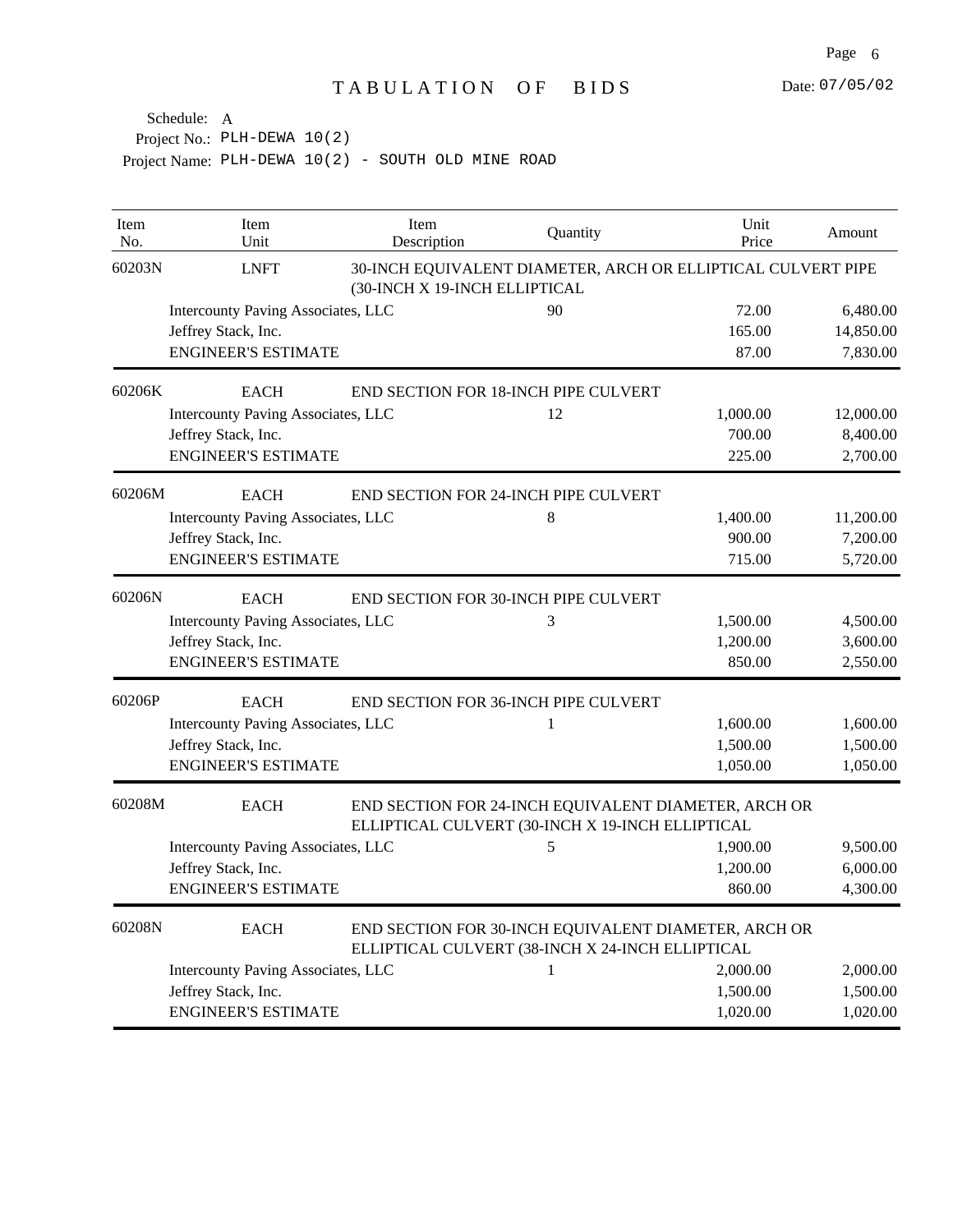# TABULATION OF BIDS

Date: 07/05/02

Schedule: A
Project No.: PLH-DEWA 10(2)
Project Name: PLH-DEWA 10(2) - SOUTH OLD MINE ROAD

| Item No. | Item Unit | Item Description | Quantity | Unit Price | Amount |
|---|---|---|---|---|---|
| 60203N | LNFT | 30-INCH EQUIVALENT DIAMETER, ARCH OR ELLIPTICAL CULVERT PIPE (30-INCH X 19-INCH ELLIPTICAL | | | |
| | Intercounty Paving Associates, LLC | | 90 | 72.00 | 6,480.00 |
| | Jeffrey Stack, Inc. | | | 165.00 | 14,850.00 |
| | ENGINEER'S ESTIMATE | | | 87.00 | 7,830.00 |
| 60206K | EACH | END SECTION FOR 18-INCH PIPE CULVERT | | | |
| | Intercounty Paving Associates, LLC | | 12 | 1,000.00 | 12,000.00 |
| | Jeffrey Stack, Inc. | | | 700.00 | 8,400.00 |
| | ENGINEER'S ESTIMATE | | | 225.00 | 2,700.00 |
| 60206M | EACH | END SECTION FOR 24-INCH PIPE CULVERT | | | |
| | Intercounty Paving Associates, LLC | | 8 | 1,400.00 | 11,200.00 |
| | Jeffrey Stack, Inc. | | | 900.00 | 7,200.00 |
| | ENGINEER'S ESTIMATE | | | 715.00 | 5,720.00 |
| 60206N | EACH | END SECTION FOR 30-INCH PIPE CULVERT | | | |
| | Intercounty Paving Associates, LLC | | 3 | 1,500.00 | 4,500.00 |
| | Jeffrey Stack, Inc. | | | 1,200.00 | 3,600.00 |
| | ENGINEER'S ESTIMATE | | | 850.00 | 2,550.00 |
| 60206P | EACH | END SECTION FOR 36-INCH PIPE CULVERT | | | |
| | Intercounty Paving Associates, LLC | | 1 | 1,600.00 | 1,600.00 |
| | Jeffrey Stack, Inc. | | | 1,500.00 | 1,500.00 |
| | ENGINEER'S ESTIMATE | | | 1,050.00 | 1,050.00 |
| 60208M | EACH | END SECTION FOR 24-INCH EQUIVALENT DIAMETER, ARCH OR ELLIPTICAL CULVERT (30-INCH X 19-INCH ELLIPTICAL | | | |
| | Intercounty Paving Associates, LLC | | 5 | 1,900.00 | 9,500.00 |
| | Jeffrey Stack, Inc. | | | 1,200.00 | 6,000.00 |
| | ENGINEER'S ESTIMATE | | | 860.00 | 4,300.00 |
| 60208N | EACH | END SECTION FOR 30-INCH EQUIVALENT DIAMETER, ARCH OR ELLIPTICAL CULVERT (38-INCH X 24-INCH ELLIPTICAL | | | |
| | Intercounty Paving Associates, LLC | | 1 | 2,000.00 | 2,000.00 |
| | Jeffrey Stack, Inc. | | | 1,500.00 | 1,500.00 |
| | ENGINEER'S ESTIMATE | | | 1,020.00 | 1,020.00 |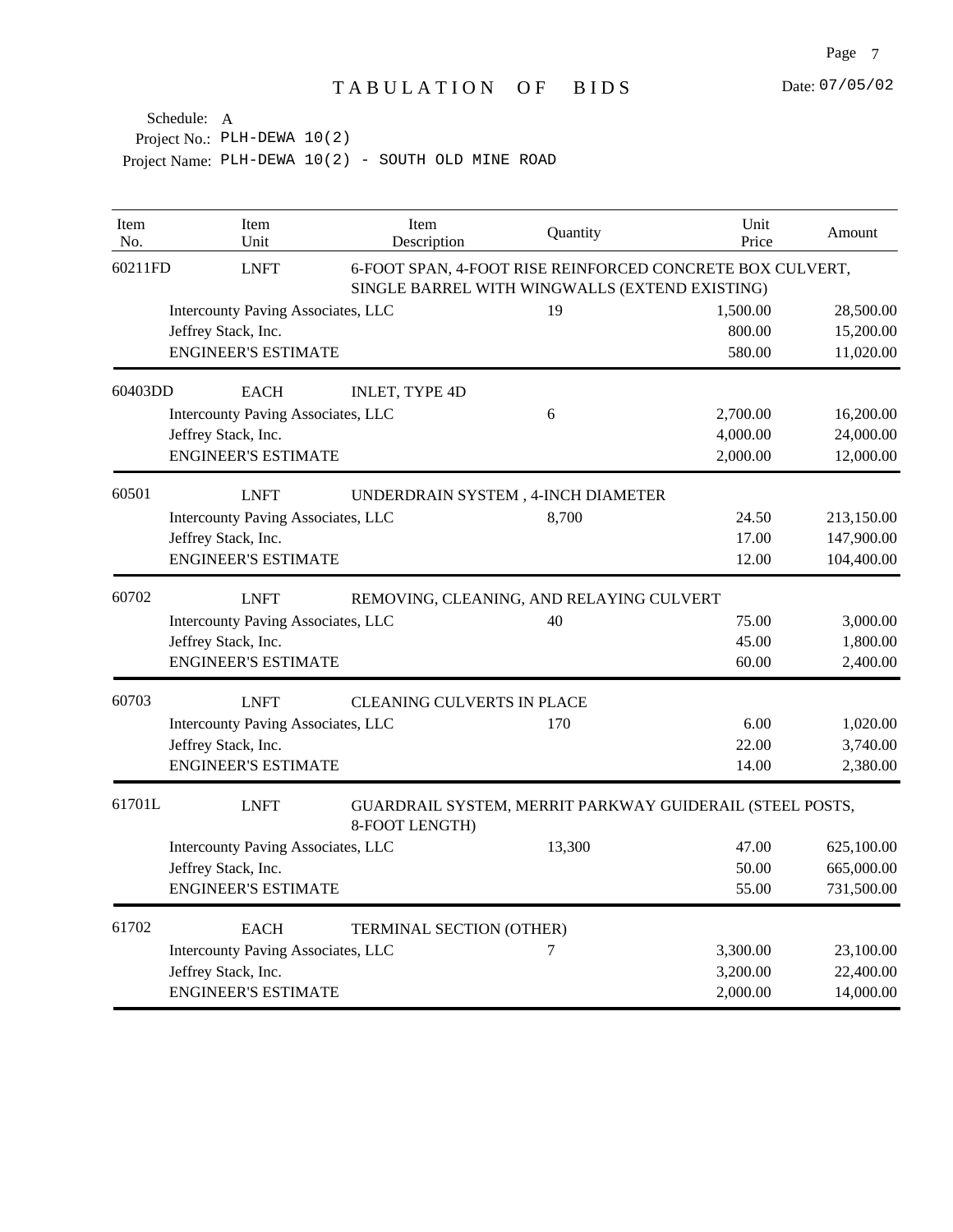# TABULATION OF BIDS

Date: 07/05/02

Schedule: A
Project No.: PLH-DEWA 10(2)
Project Name: PLH-DEWA 10(2) - SOUTH OLD MINE ROAD

| Item No. | Item Unit | Item Description | Quantity | Unit Price | Amount |
|---|---|---|---|---|---|
| 60211FD | LNFT | 6-FOOT SPAN, 4-FOOT RISE REINFORCED CONCRETE BOX CULVERT, SINGLE BARREL WITH WINGWALLS (EXTEND EXISTING) | | | |
| | Intercounty Paving Associates, LLC | | 19 | 1,500.00 | 28,500.00 |
| | Jeffrey Stack, Inc. | | | 800.00 | 15,200.00 |
| | ENGINEER'S ESTIMATE | | | 580.00 | 11,020.00 |
| 60403DD | EACH | INLET, TYPE 4D | | | |
| | Intercounty Paving Associates, LLC | | 6 | 2,700.00 | 16,200.00 |
| | Jeffrey Stack, Inc. | | | 4,000.00 | 24,000.00 |
| | ENGINEER'S ESTIMATE | | | 2,000.00 | 12,000.00 |
| 60501 | LNFT | UNDERDRAIN SYSTEM , 4-INCH DIAMETER | | | |
| | Intercounty Paving Associates, LLC | | 8,700 | 24.50 | 213,150.00 |
| | Jeffrey Stack, Inc. | | | 17.00 | 147,900.00 |
| | ENGINEER'S ESTIMATE | | | 12.00 | 104,400.00 |
| 60702 | LNFT | REMOVING, CLEANING, AND RELAYING CULVERT | | | |
| | Intercounty Paving Associates, LLC | | 40 | 75.00 | 3,000.00 |
| | Jeffrey Stack, Inc. | | | 45.00 | 1,800.00 |
| | ENGINEER'S ESTIMATE | | | 60.00 | 2,400.00 |
| 60703 | LNFT | CLEANING CULVERTS IN PLACE | | | |
| | Intercounty Paving Associates, LLC | | 170 | 6.00 | 1,020.00 |
| | Jeffrey Stack, Inc. | | | 22.00 | 3,740.00 |
| | ENGINEER'S ESTIMATE | | | 14.00 | 2,380.00 |
| 61701L | LNFT | GUARDRAIL SYSTEM, MERRIT PARKWAY GUIDERAIL (STEEL POSTS, 8-FOOT LENGTH) | | | |
| | Intercounty Paving Associates, LLC | | 13,300 | 47.00 | 625,100.00 |
| | Jeffrey Stack, Inc. | | | 50.00 | 665,000.00 |
| | ENGINEER'S ESTIMATE | | | 55.00 | 731,500.00 |
| 61702 | EACH | TERMINAL SECTION (OTHER) | | | |
| | Intercounty Paving Associates, LLC | | 7 | 3,300.00 | 23,100.00 |
| | Jeffrey Stack, Inc. | | | 3,200.00 | 22,400.00 |
| | ENGINEER'S ESTIMATE | | | 2,000.00 | 14,000.00 |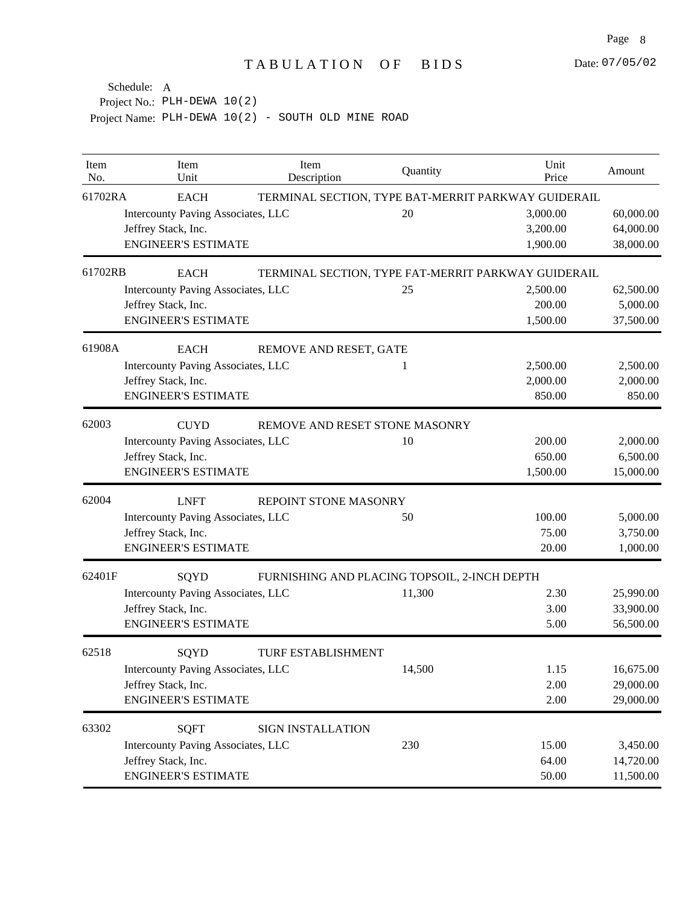# TABULATION OF BIDS

Date: 07/05/02

Schedule: A
Project No.: PLH-DEWA 10(2)
Project Name: PLH-DEWA 10(2) - SOUTH OLD MINE ROAD

| Item No. | Item Unit | Item Description | Quantity | Unit Price | Amount |
|---|---|---|---|---|---|
| 61702RA | EACH | TERMINAL SECTION, TYPE BAT-MERRIT PARKWAY GUIDERAIL | | | |
| | Intercounty Paving Associates, LLC | | 20 | 3,000.00 | 60,000.00 |
| | Jeffrey Stack, Inc. | | | 3,200.00 | 64,000.00 |
| | ENGINEER'S ESTIMATE | | | 1,900.00 | 38,000.00 |
| 61702RB | EACH | TERMINAL SECTION, TYPE FAT-MERRIT PARKWAY GUIDERAIL | | | |
| | Intercounty Paving Associates, LLC | | 25 | 2,500.00 | 62,500.00 |
| | Jeffrey Stack, Inc. | | | 200.00 | 5,000.00 |
| | ENGINEER'S ESTIMATE | | | 1,500.00 | 37,500.00 |
| 61908A | EACH | REMOVE AND RESET, GATE | | | |
| | Intercounty Paving Associates, LLC | | 1 | 2,500.00 | 2,500.00 |
| | Jeffrey Stack, Inc. | | | 2,000.00 | 2,000.00 |
| | ENGINEER'S ESTIMATE | | | 850.00 | 850.00 |
| 62003 | CUYD | REMOVE AND RESET STONE MASONRY | | | |
| | Intercounty Paving Associates, LLC | | 10 | 200.00 | 2,000.00 |
| | Jeffrey Stack, Inc. | | | 650.00 | 6,500.00 |
| | ENGINEER'S ESTIMATE | | | 1,500.00 | 15,000.00 |
| 62004 | LNFT | REPOINT STONE MASONRY | | | |
| | Intercounty Paving Associates, LLC | | 50 | 100.00 | 5,000.00 |
| | Jeffrey Stack, Inc. | | | 75.00 | 3,750.00 |
| | ENGINEER'S ESTIMATE | | | 20.00 | 1,000.00 |
| 62401F | SQYD | FURNISHING AND PLACING TOPSOIL, 2-INCH DEPTH | | | |
| | Intercounty Paving Associates, LLC | | 11,300 | 2.30 | 25,990.00 |
| | Jeffrey Stack, Inc. | | | 3.00 | 33,900.00 |
| | ENGINEER'S ESTIMATE | | | 5.00 | 56,500.00 |
| 62518 | SQYD | TURF ESTABLISHMENT | | | |
| | Intercounty Paving Associates, LLC | | 14,500 | 1.15 | 16,675.00 |
| | Jeffrey Stack, Inc. | | | 2.00 | 29,000.00 |
| | ENGINEER'S ESTIMATE | | | 2.00 | 29,000.00 |
| 63302 | SQFT | SIGN INSTALLATION | | | |
| | Intercounty Paving Associates, LLC | | 230 | 15.00 | 3,450.00 |
| | Jeffrey Stack, Inc. | | | 64.00 | 14,720.00 |
| | ENGINEER'S ESTIMATE | | | 50.00 | 11,500.00 |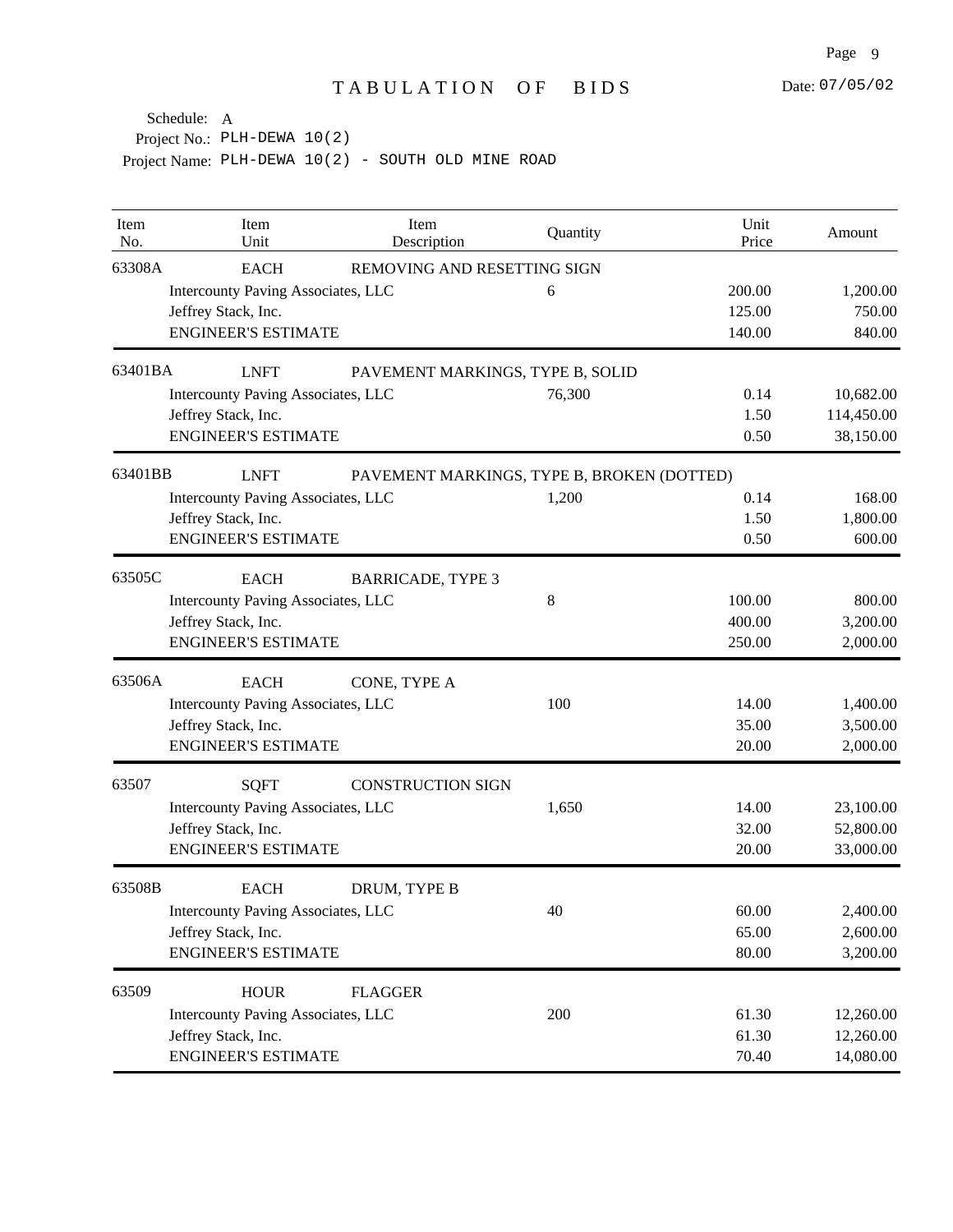# TABULATION OF BIDS

Date: 07/05/02

Schedule: A
Project No.: PLH-DEWA 10(2)
Project Name: PLH-DEWA 10(2) - SOUTH OLD MINE ROAD

| Item No. | Item Unit | Item Description | Quantity | Unit Price | Amount |
|---|---|---|---|---|---|
| 63308A | EACH | REMOVING AND RESETTING SIGN | | | |
| | Intercounty Paving Associates, LLC | | 6 | 200.00 | 1,200.00 |
| | Jeffrey Stack, Inc. | | | 125.00 | 750.00 |
| | ENGINEER'S ESTIMATE | | | 140.00 | 840.00 |
| 63401BA | LNFT | PAVEMENT MARKINGS, TYPE B, SOLID | | | |
| | Intercounty Paving Associates, LLC | | 76,300 | 0.14 | 10,682.00 |
| | Jeffrey Stack, Inc. | | | 1.50 | 114,450.00 |
| | ENGINEER'S ESTIMATE | | | 0.50 | 38,150.00 |
| 63401BB | LNFT | PAVEMENT MARKINGS, TYPE B, BROKEN (DOTTED) | | | |
| | Intercounty Paving Associates, LLC | | 1,200 | 0.14 | 168.00 |
| | Jeffrey Stack, Inc. | | | 1.50 | 1,800.00 |
| | ENGINEER'S ESTIMATE | | | 0.50 | 600.00 |
| 63505C | EACH | BARRICADE, TYPE 3 | | | |
| | Intercounty Paving Associates, LLC | | 8 | 100.00 | 800.00 |
| | Jeffrey Stack, Inc. | | | 400.00 | 3,200.00 |
| | ENGINEER'S ESTIMATE | | | 250.00 | 2,000.00 |
| 63506A | EACH | CONE, TYPE A | | | |
| | Intercounty Paving Associates, LLC | | 100 | 14.00 | 1,400.00 |
| | Jeffrey Stack, Inc. | | | 35.00 | 3,500.00 |
| | ENGINEER'S ESTIMATE | | | 20.00 | 2,000.00 |
| 63507 | SQFT | CONSTRUCTION SIGN | | | |
| | Intercounty Paving Associates, LLC | | 1,650 | 14.00 | 23,100.00 |
| | Jeffrey Stack, Inc. | | | 32.00 | 52,800.00 |
| | ENGINEER'S ESTIMATE | | | 20.00 | 33,000.00 |
| 63508B | EACH | DRUM, TYPE B | | | |
| | Intercounty Paving Associates, LLC | | 40 | 60.00 | 2,400.00 |
| | Jeffrey Stack, Inc. | | | 65.00 | 2,600.00 |
| | ENGINEER'S ESTIMATE | | | 80.00 | 3,200.00 |
| 63509 | HOUR | FLAGGER | | | |
| | Intercounty Paving Associates, LLC | | 200 | 61.30 | 12,260.00 |
| | Jeffrey Stack, Inc. | | | 61.30 | 12,260.00 |
| | ENGINEER'S ESTIMATE | | | 70.40 | 14,080.00 |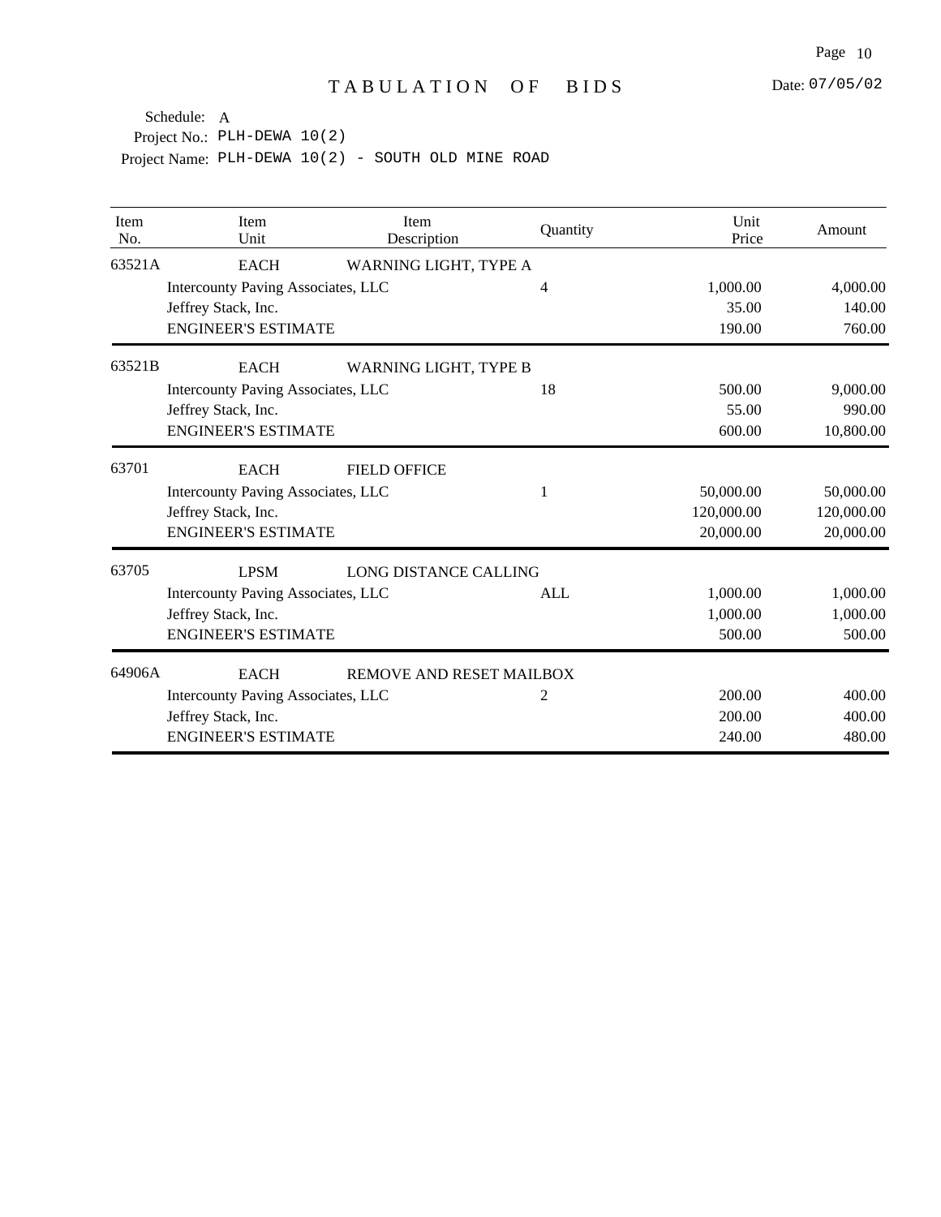# TABULATION OF BIDS

Date: 07/05/02

Schedule: A
Project No.: PLH-DEWA 10(2)
Project Name: PLH-DEWA 10(2) - SOUTH OLD MINE ROAD

| Item No. | Item Unit | Item Description | Quantity | Unit Price | Amount |
|---|---|---|---|---|---|
| 63521A | EACH | WARNING LIGHT, TYPE A | | | |
| | Intercounty Paving Associates, LLC | | 4 | 1,000.00 | 4,000.00 |
| | Jeffrey Stack, Inc. | | | 35.00 | 140.00 |
| | ENGINEER'S ESTIMATE | | | 190.00 | 760.00 |
| 63521B | EACH | WARNING LIGHT, TYPE B | | | |
| | Intercounty Paving Associates, LLC | | 18 | 500.00 | 9,000.00 |
| | Jeffrey Stack, Inc. | | | 55.00 | 990.00 |
| | ENGINEER'S ESTIMATE | | | 600.00 | 10,800.00 |
| 63701 | EACH | FIELD OFFICE | | | |
| | Intercounty Paving Associates, LLC | | 1 | 50,000.00 | 50,000.00 |
| | Jeffrey Stack, Inc. | | | 120,000.00 | 120,000.00 |
| | ENGINEER'S ESTIMATE | | | 20,000.00 | 20,000.00 |
| 63705 | LPSM | LONG DISTANCE CALLING | | | |
| | Intercounty Paving Associates, LLC | | ALL | 1,000.00 | 1,000.00 |
| | Jeffrey Stack, Inc. | | | 1,000.00 | 1,000.00 |
| | ENGINEER'S ESTIMATE | | | 500.00 | 500.00 |
| 64906A | EACH | REMOVE AND RESET MAILBOX | | | |
| | Intercounty Paving Associates, LLC | | 2 | 200.00 | 400.00 |
| | Jeffrey Stack, Inc. | | | 200.00 | 400.00 |
| | ENGINEER'S ESTIMATE | | | 240.00 | 480.00 |